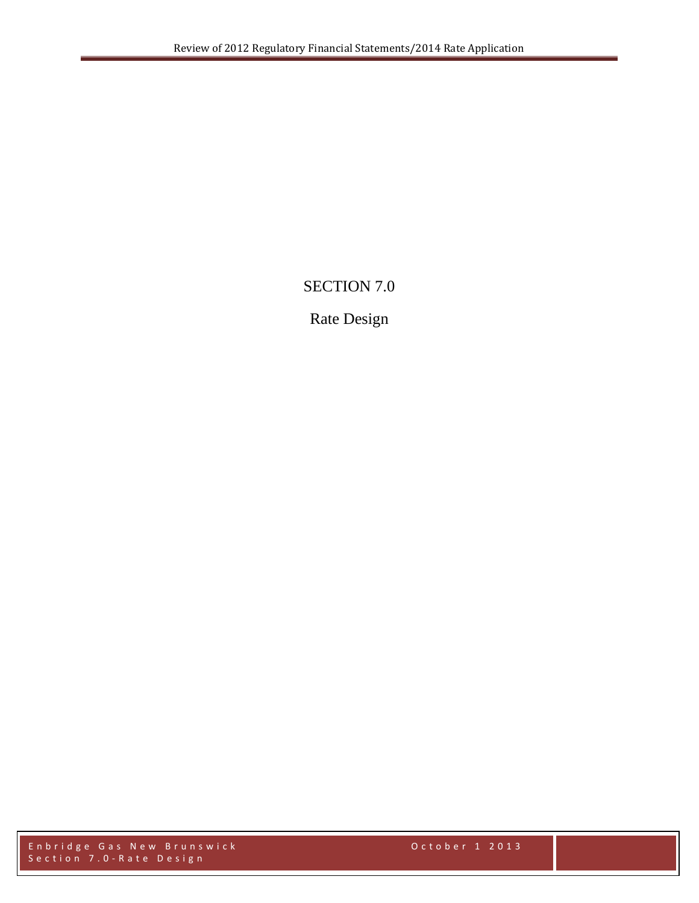# SECTION 7.0

## Rate Design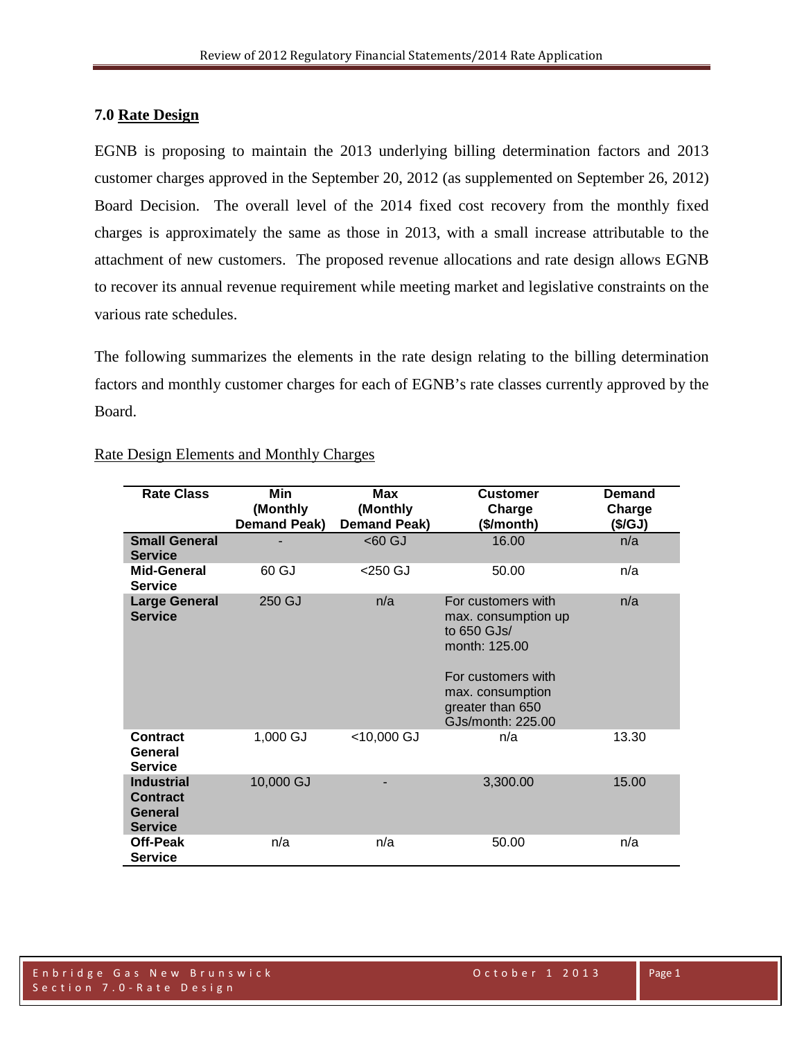## 7.0 Rate Design

EGNB is proposing to maintain the 2013 underlying billing determination factors and 2013 customer charges approved in the September 20, 2012 (as supplemented on September 26, 2012) Board Decision. The overall level of the 2014 fixed cost recovery from the monthly fixed charges is approximately the same as those in 2013, with a small increase attributable to the attachment of new customers. The proposed revenue allocations and rate design allows EGNB to recover its annual revenue requirement while meeting market and legislative constraints on the various rate schedules.

The following summarizes the elements in the rate design relating to the billing determination factors and monthly customer charges for each of EGNB's rate classes currently approved by the Board.

Rate Design Elements and Monthly Charges

| Rate Class | Min (Monthly Demand Peak) | Max (Monthly Demand Peak) | Customer Charge ($/month) | Demand Charge ($/GJ) |
|---|---|---|---|---|
| **Small General Service** | - | <60 GJ | 16.00 | n/a |
| **Mid-General Service** | 60 GJ | <250 GJ | 50.00 | n/a |
| **Large General Service** | 250 GJ | n/a | For customers with max. consumption up to 650 GJs/ month: 125.00<br><br>For customers with max. consumption greater than 650 GJs/month: 225.00 | n/a |
| **Contract General Service** | 1,000 GJ | <10,000 GJ | n/a | 13.30 |
| **Industrial Contract General Service** | 10,000 GJ | - | 3,300.00 | 15.00 |
| **Off-Peak Service** | n/a | n/a | 50.00 | n/a |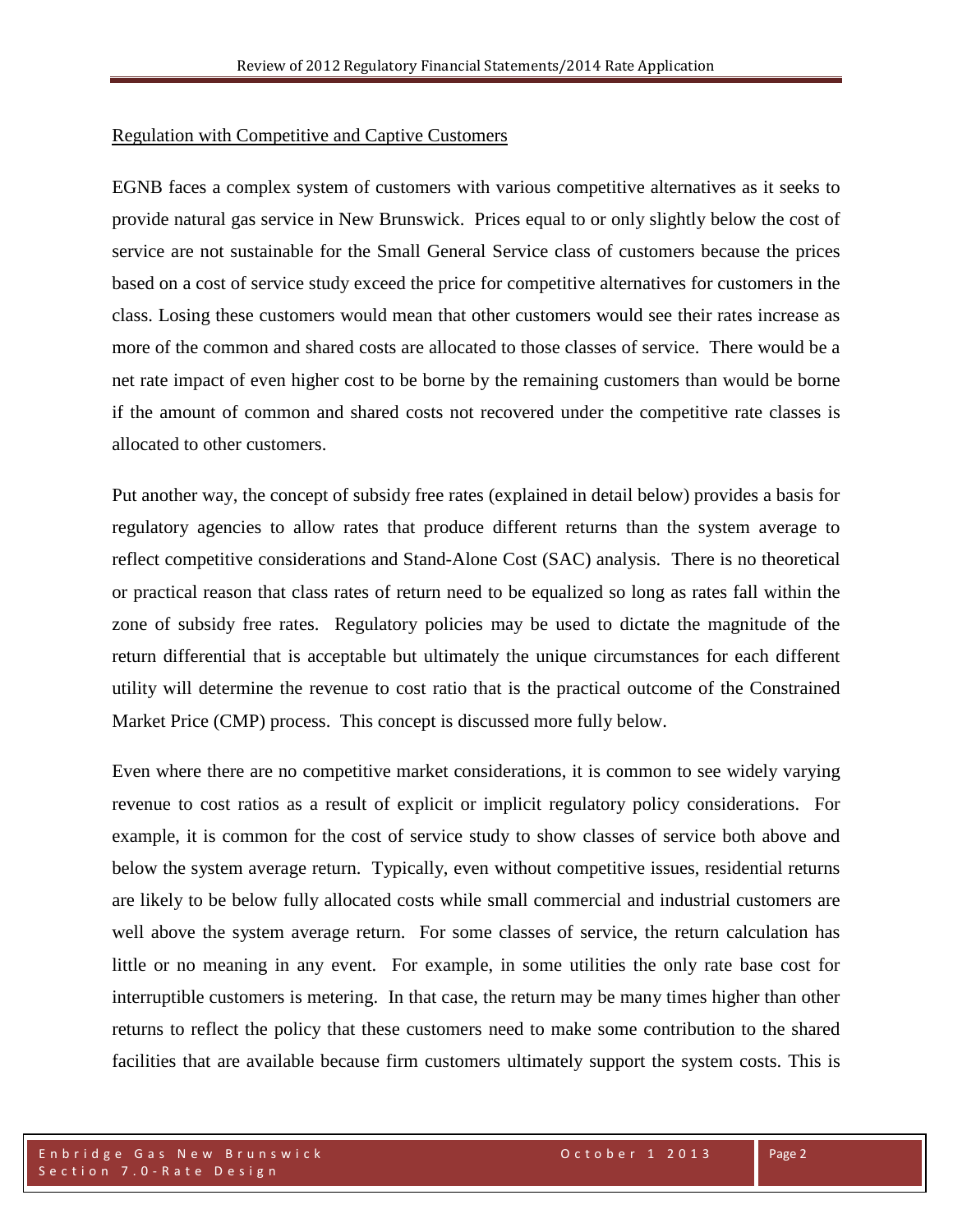Regulation with Competitive and Captive Customers

EGNB faces a complex system of customers with various competitive alternatives as it seeks to provide natural gas service in New Brunswick. Prices equal to or only slightly below the cost of service are not sustainable for the Small General Service class of customers because the prices based on a cost of service study exceed the price for competitive alternatives for customers in the class. Losing these customers would mean that other customers would see their rates increase as more of the common and shared costs are allocated to those classes of service. There would be a net rate impact of even higher cost to be borne by the remaining customers than would be borne if the amount of common and shared costs not recovered under the competitive rate classes is allocated to other customers.

Put another way, the concept of subsidy free rates (explained in detail below) provides a basis for regulatory agencies to allow rates that produce different returns than the system average to reflect competitive considerations and Stand-Alone Cost (SAC) analysis. There is no theoretical or practical reason that class rates of return need to be equalized so long as rates fall within the zone of subsidy free rates. Regulatory policies may be used to dictate the magnitude of the return differential that is acceptable but ultimately the unique circumstances for each different utility will determine the revenue to cost ratio that is the practical outcome of the Constrained Market Price (CMP) process. This concept is discussed more fully below.

Even where there are no competitive market considerations, it is common to see widely varying revenue to cost ratios as a result of explicit or implicit regulatory policy considerations. For example, it is common for the cost of service study to show classes of service both above and below the system average return. Typically, even without competitive issues, residential returns are likely to be below fully allocated costs while small commercial and industrial customers are well above the system average return. For some classes of service, the return calculation has little or no meaning in any event. For example, in some utilities the only rate base cost for interruptible customers is metering. In that case, the return may be many times higher than other returns to reflect the policy that these customers need to make some contribution to the shared facilities that are available because firm customers ultimately support the system costs. This is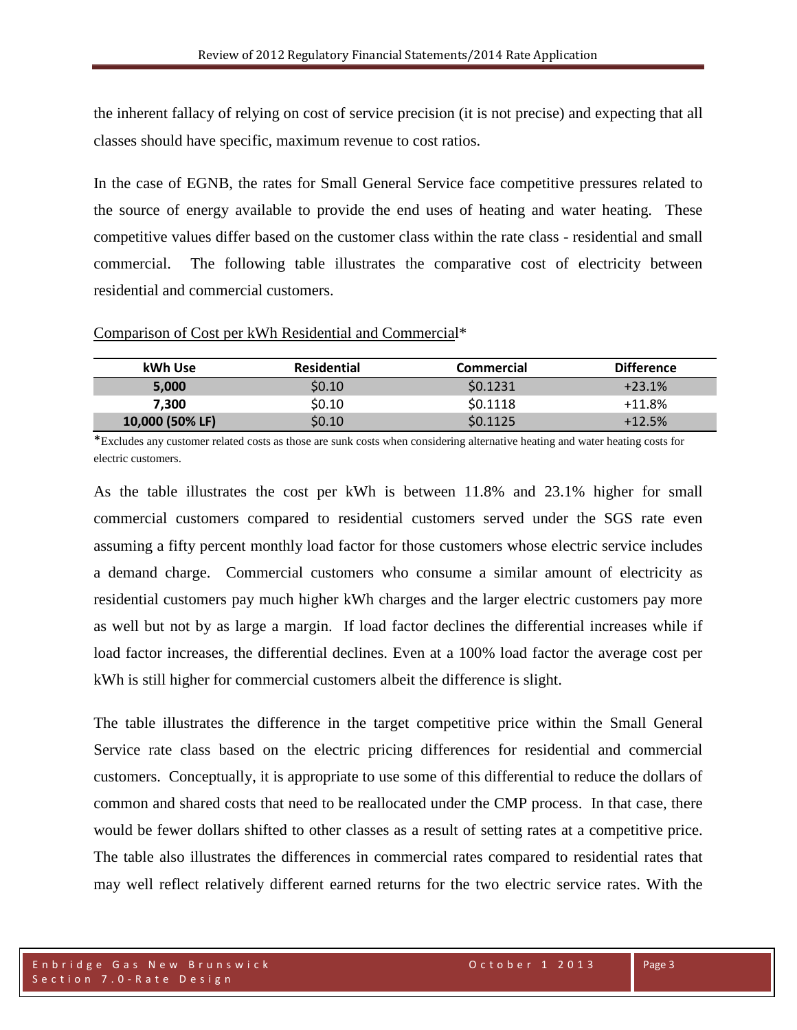the inherent fallacy of relying on cost of service precision (it is not precise) and expecting that all classes should have specific, maximum revenue to cost ratios.

In the case of EGNB, the rates for Small General Service face competitive pressures related to the source of energy available to provide the end uses of heating and water heating. These competitive values differ based on the customer class within the rate class - residential and small commercial. The following table illustrates the comparative cost of electricity between residential and commercial customers.

Comparison of Cost per kWh Residential and Commercial*

| kWh Use | Residential | Commercial | Difference |
|---|---|---|---|
| **5,000** | $0.10 | $0.1231 | +23.1% |
| **7,300** | $0.10 | $0.1118 | +11.8% |
| **10,000 (50% LF)** | $0.10 | $0.1125 | +12.5% |

*Excludes any customer related costs as those are sunk costs when considering alternative heating and water heating costs for electric customers.

As the table illustrates the cost per kWh is between 11.8% and 23.1% higher for small commercial customers compared to residential customers served under the SGS rate even assuming a fifty percent monthly load factor for those customers whose electric service includes a demand charge. Commercial customers who consume a similar amount of electricity as residential customers pay much higher kWh charges and the larger electric customers pay more as well but not by as large a margin. If load factor declines the differential increases while if load factor increases, the differential declines. Even at a 100% load factor the average cost per kWh is still higher for commercial customers albeit the difference is slight.

The table illustrates the difference in the target competitive price within the Small General Service rate class based on the electric pricing differences for residential and commercial customers. Conceptually, it is appropriate to use some of this differential to reduce the dollars of common and shared costs that need to be reallocated under the CMP process. In that case, there would be fewer dollars shifted to other classes as a result of setting rates at a competitive price. The table also illustrates the differences in commercial rates compared to residential rates that may well reflect relatively different earned returns for the two electric service rates. With the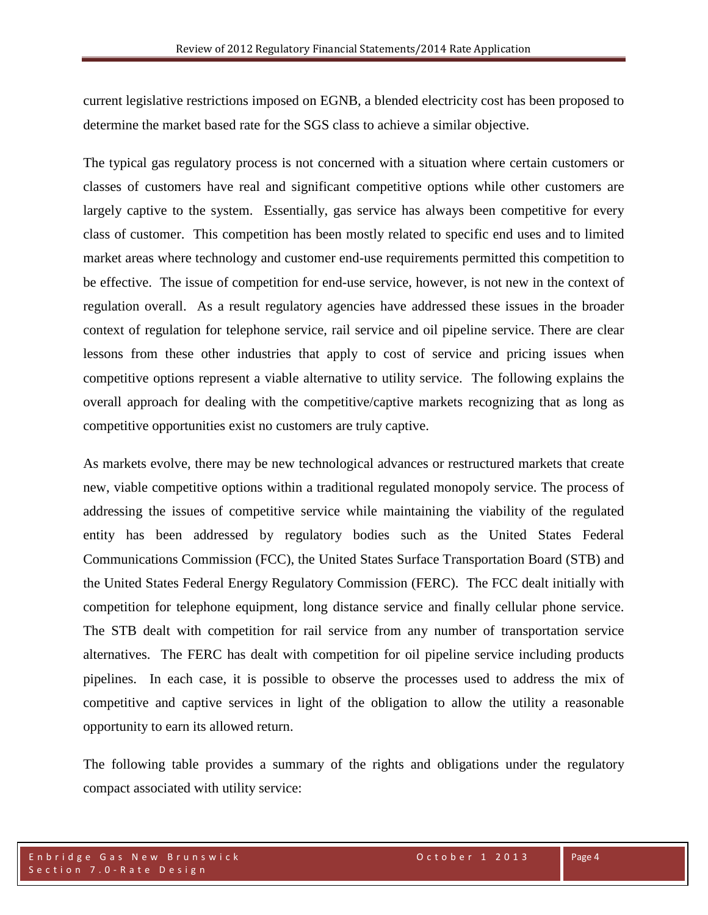current legislative restrictions imposed on EGNB, a blended electricity cost has been proposed to determine the market based rate for the SGS class to achieve a similar objective.

The typical gas regulatory process is not concerned with a situation where certain customers or classes of customers have real and significant competitive options while other customers are largely captive to the system. Essentially, gas service has always been competitive for every class of customer. This competition has been mostly related to specific end uses and to limited market areas where technology and customer end-use requirements permitted this competition to be effective. The issue of competition for end-use service, however, is not new in the context of regulation overall. As a result regulatory agencies have addressed these issues in the broader context of regulation for telephone service, rail service and oil pipeline service. There are clear lessons from these other industries that apply to cost of service and pricing issues when competitive options represent a viable alternative to utility service. The following explains the overall approach for dealing with the competitive/captive markets recognizing that as long as competitive opportunities exist no customers are truly captive.

As markets evolve, there may be new technological advances or restructured markets that create new, viable competitive options within a traditional regulated monopoly service. The process of addressing the issues of competitive service while maintaining the viability of the regulated entity has been addressed by regulatory bodies such as the United States Federal Communications Commission (FCC), the United States Surface Transportation Board (STB) and the United States Federal Energy Regulatory Commission (FERC). The FCC dealt initially with competition for telephone equipment, long distance service and finally cellular phone service. The STB dealt with competition for rail service from any number of transportation service alternatives. The FERC has dealt with competition for oil pipeline service including products pipelines. In each case, it is possible to observe the processes used to address the mix of competitive and captive services in light of the obligation to allow the utility a reasonable opportunity to earn its allowed return.

The following table provides a summary of the rights and obligations under the regulatory compact associated with utility service: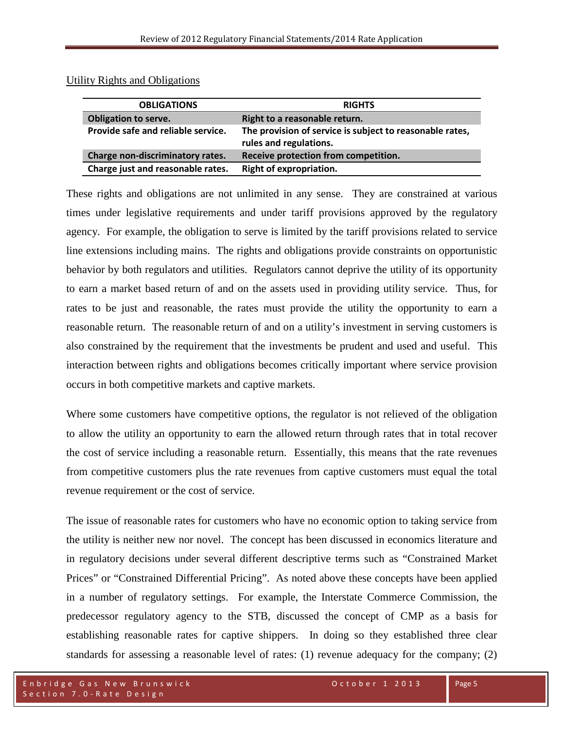Utility Rights and Obligations

| OBLIGATIONS | RIGHTS |
|---|---|
| **Obligation to serve.** | **Right to a reasonable return.** |
| **Provide safe and reliable service.** | **The provision of service is subject to reasonable rates, rules and regulations.** |
| **Charge non-discriminatory rates.** | **Receive protection from competition.** |
| **Charge just and reasonable rates.** | **Right of expropriation.** |

These rights and obligations are not unlimited in any sense. They are constrained at various times under legislative requirements and under tariff provisions approved by the regulatory agency. For example, the obligation to serve is limited by the tariff provisions related to service line extensions including mains. The rights and obligations provide constraints on opportunistic behavior by both regulators and utilities. Regulators cannot deprive the utility of its opportunity to earn a market based return of and on the assets used in providing utility service. Thus, for rates to be just and reasonable, the rates must provide the utility the opportunity to earn a reasonable return. The reasonable return of and on a utility's investment in serving customers is also constrained by the requirement that the investments be prudent and used and useful. This interaction between rights and obligations becomes critically important where service provision occurs in both competitive markets and captive markets.

Where some customers have competitive options, the regulator is not relieved of the obligation to allow the utility an opportunity to earn the allowed return through rates that in total recover the cost of service including a reasonable return. Essentially, this means that the rate revenues from competitive customers plus the rate revenues from captive customers must equal the total revenue requirement or the cost of service.

The issue of reasonable rates for customers who have no economic option to taking service from the utility is neither new nor novel. The concept has been discussed in economics literature and in regulatory decisions under several different descriptive terms such as "Constrained Market Prices" or "Constrained Differential Pricing". As noted above these concepts have been applied in a number of regulatory settings. For example, the Interstate Commerce Commission, the predecessor regulatory agency to the STB, discussed the concept of CMP as a basis for establishing reasonable rates for captive shippers. In doing so they established three clear standards for assessing a reasonable level of rates: (1) revenue adequacy for the company; (2)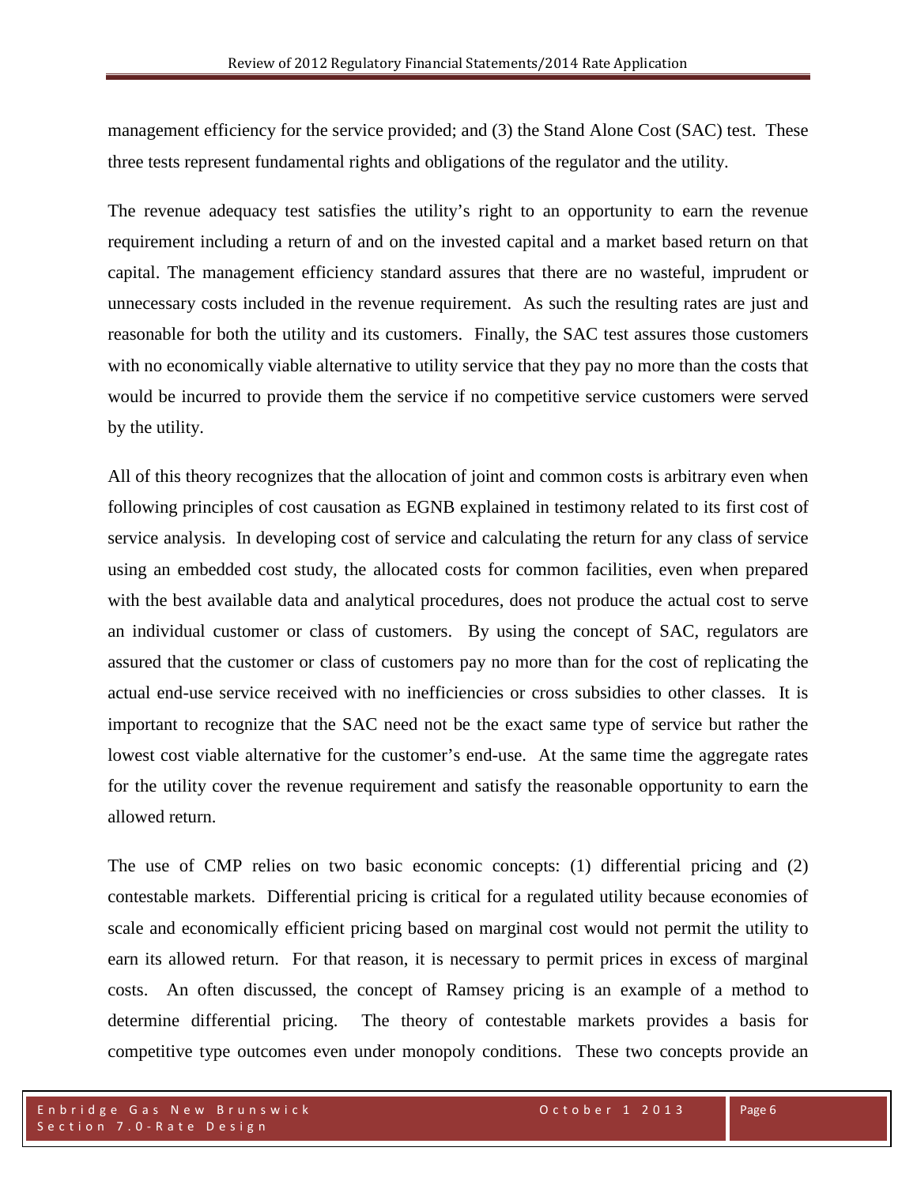management efficiency for the service provided; and (3) the Stand Alone Cost (SAC) test. These three tests represent fundamental rights and obligations of the regulator and the utility.

The revenue adequacy test satisfies the utility's right to an opportunity to earn the revenue requirement including a return of and on the invested capital and a market based return on that capital. The management efficiency standard assures that there are no wasteful, imprudent or unnecessary costs included in the revenue requirement. As such the resulting rates are just and reasonable for both the utility and its customers. Finally, the SAC test assures those customers with no economically viable alternative to utility service that they pay no more than the costs that would be incurred to provide them the service if no competitive service customers were served by the utility.

All of this theory recognizes that the allocation of joint and common costs is arbitrary even when following principles of cost causation as EGNB explained in testimony related to its first cost of service analysis. In developing cost of service and calculating the return for any class of service using an embedded cost study, the allocated costs for common facilities, even when prepared with the best available data and analytical procedures, does not produce the actual cost to serve an individual customer or class of customers. By using the concept of SAC, regulators are assured that the customer or class of customers pay no more than for the cost of replicating the actual end-use service received with no inefficiencies or cross subsidies to other classes. It is important to recognize that the SAC need not be the exact same type of service but rather the lowest cost viable alternative for the customer's end-use. At the same time the aggregate rates for the utility cover the revenue requirement and satisfy the reasonable opportunity to earn the allowed return.

The use of CMP relies on two basic economic concepts: (1) differential pricing and (2) contestable markets. Differential pricing is critical for a regulated utility because economies of scale and economically efficient pricing based on marginal cost would not permit the utility to earn its allowed return. For that reason, it is necessary to permit prices in excess of marginal costs. An often discussed, the concept of Ramsey pricing is an example of a method to determine differential pricing. The theory of contestable markets provides a basis for competitive type outcomes even under monopoly conditions. These two concepts provide an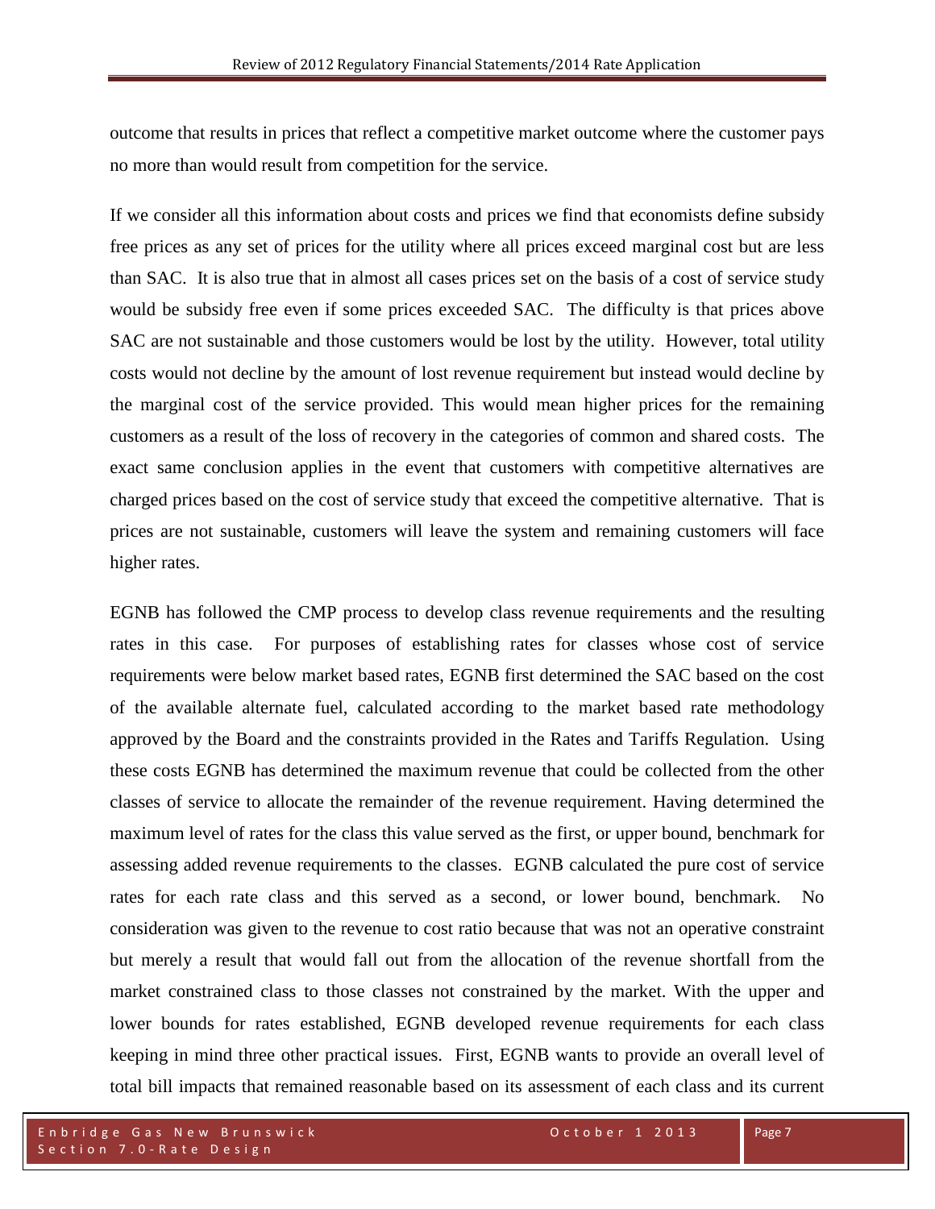outcome that results in prices that reflect a competitive market outcome where the customer pays no more than would result from competition for the service.

If we consider all this information about costs and prices we find that economists define subsidy free prices as any set of prices for the utility where all prices exceed marginal cost but are less than SAC. It is also true that in almost all cases prices set on the basis of a cost of service study would be subsidy free even if some prices exceeded SAC. The difficulty is that prices above SAC are not sustainable and those customers would be lost by the utility. However, total utility costs would not decline by the amount of lost revenue requirement but instead would decline by the marginal cost of the service provided. This would mean higher prices for the remaining customers as a result of the loss of recovery in the categories of common and shared costs. The exact same conclusion applies in the event that customers with competitive alternatives are charged prices based on the cost of service study that exceed the competitive alternative. That is prices are not sustainable, customers will leave the system and remaining customers will face higher rates.

EGNB has followed the CMP process to develop class revenue requirements and the resulting rates in this case. For purposes of establishing rates for classes whose cost of service requirements were below market based rates, EGNB first determined the SAC based on the cost of the available alternate fuel, calculated according to the market based rate methodology approved by the Board and the constraints provided in the Rates and Tariffs Regulation. Using these costs EGNB has determined the maximum revenue that could be collected from the other classes of service to allocate the remainder of the revenue requirement. Having determined the maximum level of rates for the class this value served as the first, or upper bound, benchmark for assessing added revenue requirements to the classes. EGNB calculated the pure cost of service rates for each rate class and this served as a second, or lower bound, benchmark. No consideration was given to the revenue to cost ratio because that was not an operative constraint but merely a result that would fall out from the allocation of the revenue shortfall from the market constrained class to those classes not constrained by the market. With the upper and lower bounds for rates established, EGNB developed revenue requirements for each class keeping in mind three other practical issues. First, EGNB wants to provide an overall level of total bill impacts that remained reasonable based on its assessment of each class and its current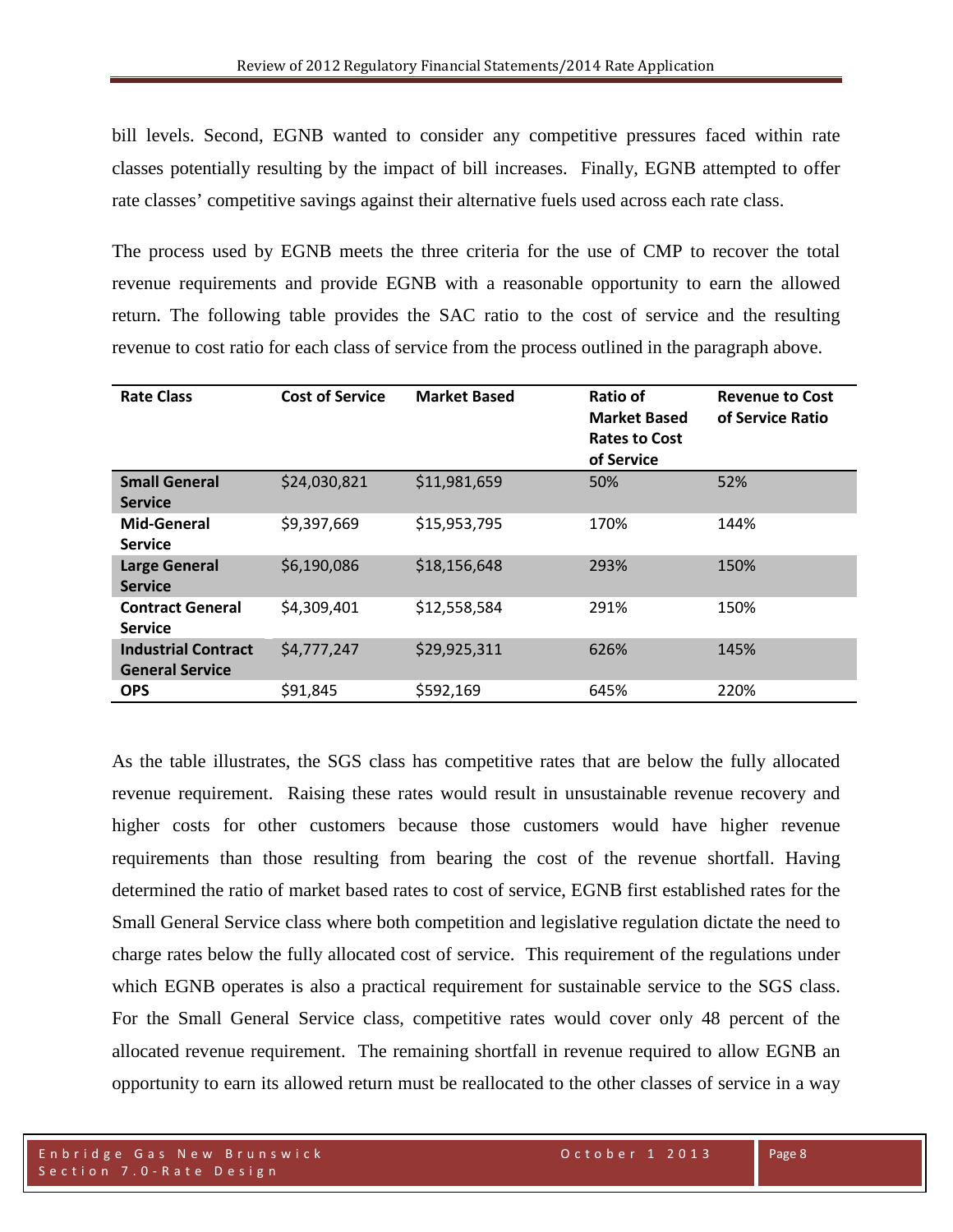bill levels. Second, EGNB wanted to consider any competitive pressures faced within rate classes potentially resulting by the impact of bill increases. Finally, EGNB attempted to offer rate classes' competitive savings against their alternative fuels used across each rate class.

The process used by EGNB meets the three criteria for the use of CMP to recover the total revenue requirements and provide EGNB with a reasonable opportunity to earn the allowed return. The following table provides the SAC ratio to the cost of service and the resulting revenue to cost ratio for each class of service from the process outlined in the paragraph above.

| Rate Class | Cost of Service | Market Based | Ratio of Market Based Rates to Cost of Service | Revenue to Cost of Service Ratio |
|---|---|---|---|---|
| **Small General Service** | $24,030,821 | $11,981,659 | 50% | 52% |
| **Mid-General Service** | $9,397,669 | $15,953,795 | 170% | 144% |
| **Large General Service** | $6,190,086 | $18,156,648 | 293% | 150% |
| **Contract General Service** | $4,309,401 | $12,558,584 | 291% | 150% |
| **Industrial Contract General Service** | $4,777,247 | $29,925,311 | 626% | 145% |
| **OPS** | $91,845 | $592,169 | 645% | 220% |

As the table illustrates, the SGS class has competitive rates that are below the fully allocated revenue requirement. Raising these rates would result in unsustainable revenue recovery and higher costs for other customers because those customers would have higher revenue requirements than those resulting from bearing the cost of the revenue shortfall. Having determined the ratio of market based rates to cost of service, EGNB first established rates for the Small General Service class where both competition and legislative regulation dictate the need to charge rates below the fully allocated cost of service. This requirement of the regulations under which EGNB operates is also a practical requirement for sustainable service to the SGS class. For the Small General Service class, competitive rates would cover only 48 percent of the allocated revenue requirement. The remaining shortfall in revenue required to allow EGNB an opportunity to earn its allowed return must be reallocated to the other classes of service in a way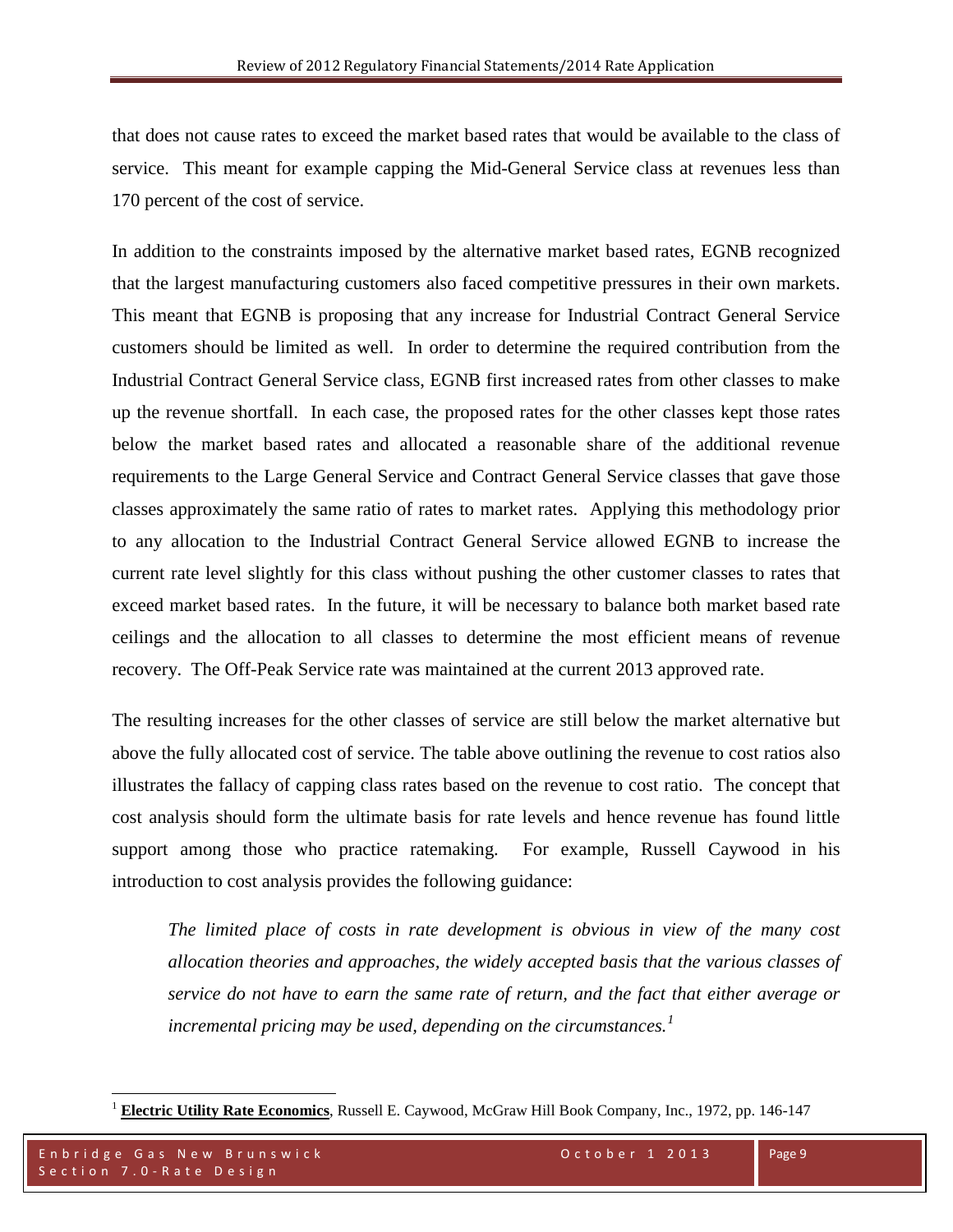that does not cause rates to exceed the market based rates that would be available to the class of service. This meant for example capping the Mid-General Service class at revenues less than 170 percent of the cost of service.

In addition to the constraints imposed by the alternative market based rates, EGNB recognized that the largest manufacturing customers also faced competitive pressures in their own markets. This meant that EGNB is proposing that any increase for Industrial Contract General Service customers should be limited as well. In order to determine the required contribution from the Industrial Contract General Service class, EGNB first increased rates from other classes to make up the revenue shortfall. In each case, the proposed rates for the other classes kept those rates below the market based rates and allocated a reasonable share of the additional revenue requirements to the Large General Service and Contract General Service classes that gave those classes approximately the same ratio of rates to market rates. Applying this methodology prior to any allocation to the Industrial Contract General Service allowed EGNB to increase the current rate level slightly for this class without pushing the other customer classes to rates that exceed market based rates. In the future, it will be necessary to balance both market based rate ceilings and the allocation to all classes to determine the most efficient means of revenue recovery. The Off-Peak Service rate was maintained at the current 2013 approved rate.

The resulting increases for the other classes of service are still below the market alternative but above the fully allocated cost of service. The table above outlining the revenue to cost ratios also illustrates the fallacy of capping class rates based on the revenue to cost ratio. The concept that cost analysis should form the ultimate basis for rate levels and hence revenue has found little support among those who practice ratemaking. For example, Russell Caywood in his introduction to cost analysis provides the following guidance:

> *The limited place of costs in rate development is obvious in view of the many cost allocation theories and approaches, the widely accepted basis that the various classes of service do not have to earn the same rate of return, and the fact that either average or incremental pricing may be used, depending on the circumstances.*[1]

---

[1] **Electric Utility Rate Economics**, Russell E. Caywood, McGraw Hill Book Company, Inc., 1972, pp. 146-147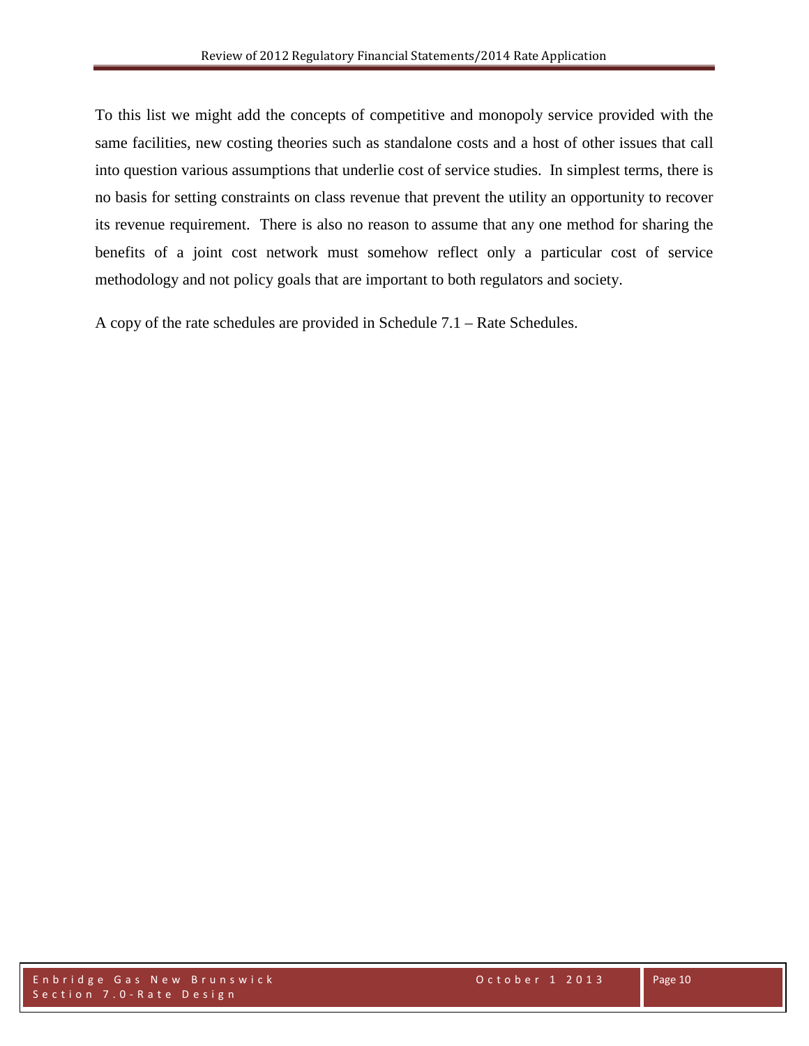To this list we might add the concepts of competitive and monopoly service provided with the same facilities, new costing theories such as standalone costs and a host of other issues that call into question various assumptions that underlie cost of service studies. In simplest terms, there is no basis for setting constraints on class revenue that prevent the utility an opportunity to recover its revenue requirement. There is also no reason to assume that any one method for sharing the benefits of a joint cost network must somehow reflect only a particular cost of service methodology and not policy goals that are important to both regulators and society.

A copy of the rate schedules are provided in Schedule 7.1 – Rate Schedules.